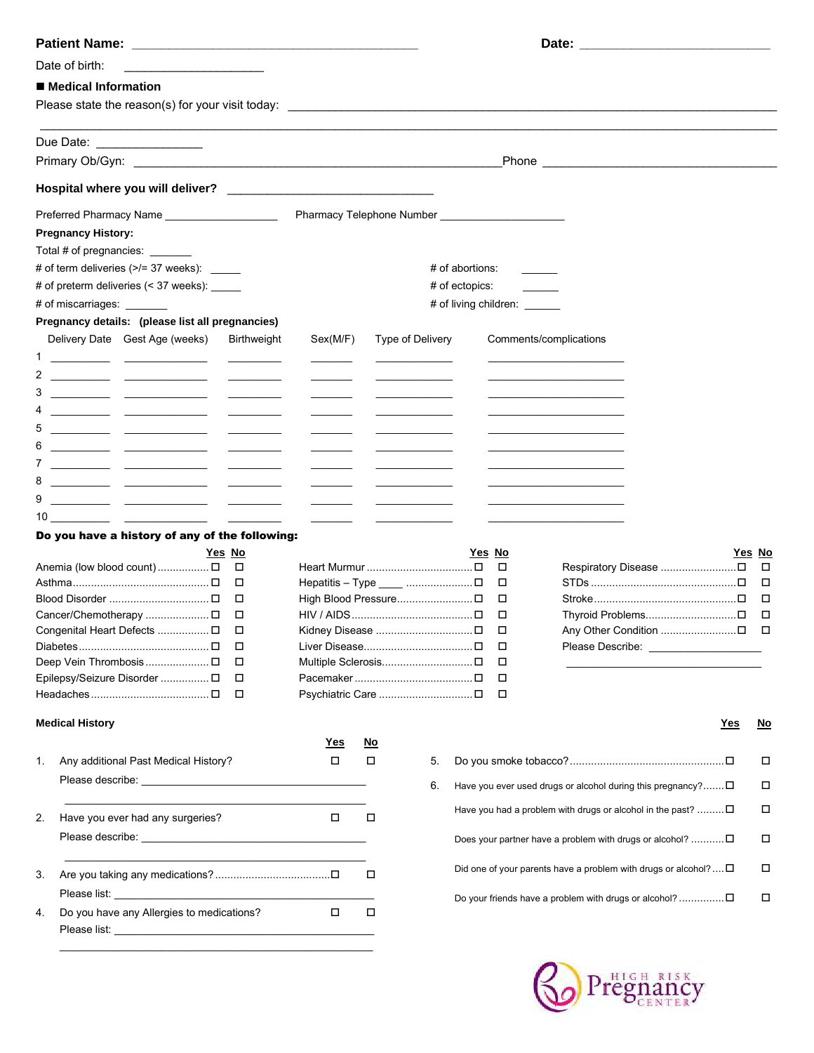**Patient Name:** ______________________________ **Date:** ______________________

Date of birth: ____________________

■ **Medical Information**

Please state the reason(s) for your visit today: ____________________________________________

______________________________________________________________________________

Due Date: _______________

Primary Ob/Gyn: ______________________________________________ Phone ______________________________

**Hospital where you will deliver?** ____________________________

Preferred Pharmacy Name __________________ Pharmacy Telephone Number ____________________

**Pregnancy History:**

Total # of pregnancies: _______

# of term deliveries (>/= 37 weeks): _____ # of abortions: ______

# of preterm deliveries (< 37 weeks): _____ # of ectopics: ______

# of miscarriages: _______ # of living children: ______

**Pregnancy details: (please list all pregnancies)**

| | Delivery Date | Gest Age (weeks) | Birthweight | Sex(M/F) | Type of Delivery | Comments/complications |
|---|---|---|---|---|---|---|
| 1 | | | | | | |
| 2 | | | | | | |
| 3 | | | | | | |
| 4 | | | | | | |
| 5 | | | | | | |
| 6 | | | | | | |
| 7 | | | | | | |
| 8 | | | | | | |
| 9 | | | | | | |
| 10 | | | | | | |

**Do you have a history of any of the following:**

| | Yes | No | | Yes | No | | Yes | No |
|---|---|---|---|---|---|---|---|---|
| Anemia (low blood count) | ☐ | ☐ | Heart Murmur | ☐ | ☐ | Respiratory Disease | ☐ | ☐ |
| Asthma | ☐ | ☐ | Hepatitis – Type ____ | ☐ | ☐ | STDs | ☐ | ☐ |
| Blood Disorder | ☐ | ☐ | High Blood Pressure | ☐ | ☐ | Stroke | ☐ | ☐ |
| Cancer/Chemotherapy | ☐ | ☐ | HIV / AIDS | ☐ | ☐ | Thyroid Problems | ☐ | ☐ |
| Congenital Heart Defects | ☐ | ☐ | Kidney Disease | ☐ | ☐ | Any Other Condition | ☐ | ☐ |
| Diabetes | ☐ | ☐ | Liver Disease | ☐ | ☐ | Please Describe: ________________ | | |
| Deep Vein Thrombosis | ☐ | ☐ | Multiple Sclerosis | ☐ | ☐ | ________________________ | | |
| Epilepsy/Seizure Disorder | ☐ | ☐ | Pacemaker | ☐ | ☐ | | | |
| Headaches | ☐ | ☐ | Psychiatric Care | ☐ | ☐ | | | |

**Medical History**

| | Yes | No |
|---|---|---|
| 1. Any additional Past Medical History? | ☐ | ☐ |
| Please describe: ______________________________ | | |
| 2. Have you ever had any surgeries? | ☐ | ☐ |
| Please describe: ______________________________ | | |
| 3. Are you taking any medications? | ☐ | ☐ |
| Please list: ______________________________ | | |
| 4. Do you have any Allergies to medications? | ☐ | ☐ |
| Please list: ______________________________ | | |

| | Yes | No |
|---|---|---|
| 5. Do you smoke tobacco? | ☐ | ☐ |
| 6. Have you ever used drugs or alcohol during this pregnancy? | ☐ | ☐ |
| Have you had a problem with drugs or alcohol in the past? | ☐ | ☐ |
| Does your partner have a problem with drugs or alcohol? | ☐ | ☐ |
| Did one of your parents have a problem with drugs or alcohol? | ☐ | ☐ |
| Do your friends have a problem with drugs or alcohol? | ☐ | ☐ |

HIGH RISK Pregnancy CENTER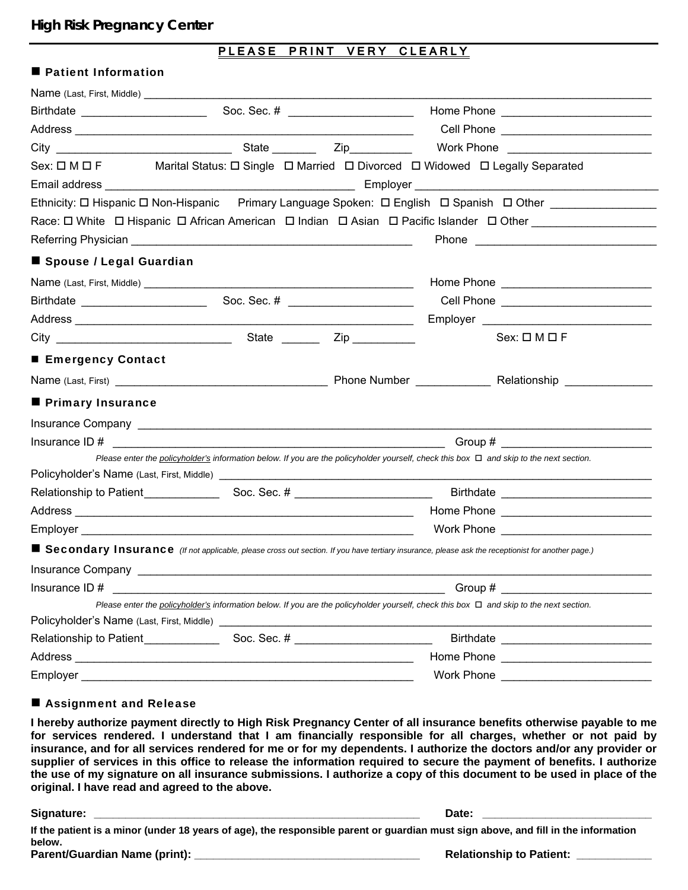**High Risk Pregnancy Center**

**PLEASE PRINT VERY CLEARLY**

## ■ Patient Information

Name (Last, First, Middle) ______________________________________________

Birthdate ____________________ Soc. Sec. # ____________________ Home Phone ________________________

Address ______________________________________________ Cell Phone ________________________

City ____________________________ State _______ Zip__________ Work Phone ________________________

Sex: ☐ M ☐ F Marital Status: ☐ Single ☐ Married ☐ Divorced ☐ Widowed ☐ Legally Separated

Email address ________________________________ Employer ____________________________________

Ethnicity: ☐ Hispanic ☐ Non-Hispanic Primary Language Spoken: ☐ English ☐ Spanish ☐ Other ________________

Race: ☐ White ☐ Hispanic ☐ African American ☐ Indian ☐ Asian ☐ Pacific Islander ☐ Other ___________________

Referring Physician ____________________________________________ Phone ____________________________

## ■ Spouse / Legal Guardian

Name (Last, First, Middle) ____________________________________________ Home Phone ________________________

Birthdate ____________________ Soc. Sec. # ____________________ Cell Phone ________________________

Address ______________________________________________ Employer ____________________________

City ____________________________ State ______ Zip __________ Sex: ☐ M ☐ F

## ■ Emergency Contact

Name (Last, First) __________________________________ Phone Number ____________ Relationship ______________

## ■ Primary Insurance

Insurance Company ______________________________________________

Insurance ID # ____________________________________________________ Group # ________________________

*Please enter the <u>policyholder's</u> information below. If you are the policyholder yourself, check this box ☐ and skip to the next section.*

Policyholder's Name (Last, First, Middle) ______________________________________________

Relationship to Patient____________ Soc. Sec. # ______________________ Birthdate ________________________

Address ______________________________________________ Home Phone ________________________

Employer ______________________________________________ Work Phone ________________________

## ■ Secondary Insurance *(If not applicable, please cross out section. If you have tertiary insurance, please ask the receptionist for another page.)*

Insurance Company ______________________________________________

Insurance ID # ____________________________________________________ Group # ________________________

*Please enter the <u>policyholder's</u> information below. If you are the policyholder yourself, check this box ☐ and skip to the next section.*

Policyholder's Name (Last, First, Middle) ______________________________________________

Relationship to Patient____________ Soc. Sec. # ______________________ Birthdate ________________________

Address ______________________________________________ Home Phone ________________________

Employer ______________________________________________ Work Phone ________________________

## ■ Assignment and Release

**I hereby authorize payment directly to High Risk Pregnancy Center of all insurance benefits otherwise payable to me for services rendered. I understand that I am financially responsible for all charges, whether or not paid by insurance, and for all services rendered for me or for my dependents. I authorize the doctors and/or any provider or supplier of services in this office to release the information required to secure the payment of benefits. I authorize the use of my signature on all insurance submissions. I authorize a copy of this document to be used in place of the original. I have read and agreed to the above.**

**Signature:** ______________________________________________ **Date:** ___________________________

**If the patient is a minor (under 18 years of age), the responsible parent or guardian must sign above, and fill in the information below.**

**Parent/Guardian Name (print):** ____________________________________ **Relationship to Patient:** ____________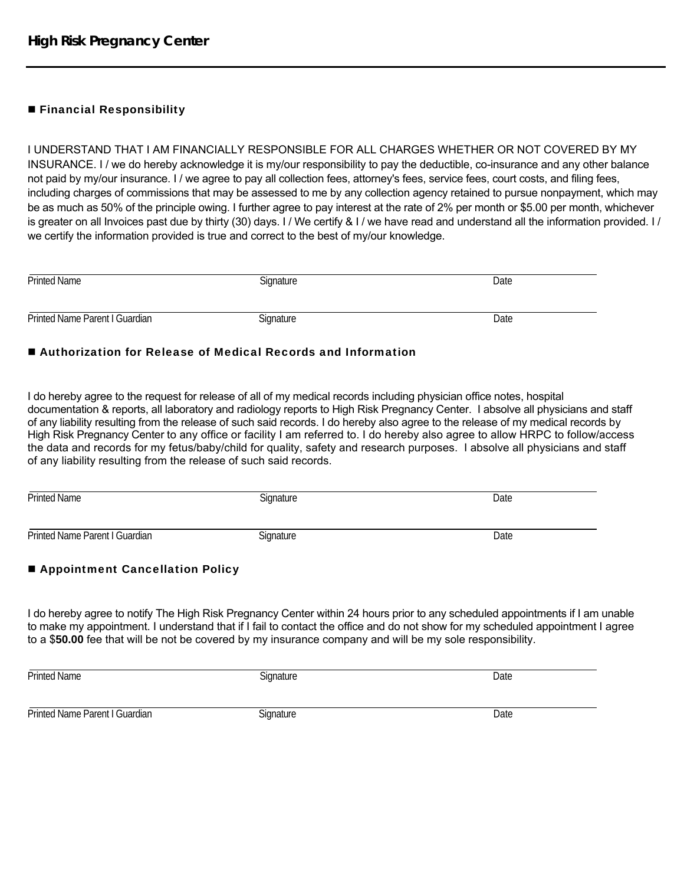# High Risk Pregnancy Center

## ■ Financial Responsibility

I UNDERSTAND THAT I AM FINANCIALLY RESPONSIBLE FOR ALL CHARGES WHETHER OR NOT COVERED BY MY INSURANCE. I / we do hereby acknowledge it is my/our responsibility to pay the deductible, co-insurance and any other balance not paid by my/our insurance. I / we agree to pay all collection fees, attorney's fees, service fees, court costs, and filing fees, including charges of commissions that may be assessed to me by any collection agency retained to pursue nonpayment, which may be as much as 50% of the principle owing. I further agree to pay interest at the rate of 2% per month or $5.00 per month, whichever is greater on all Invoices past due by thirty (30) days. I / We certify & I / we have read and understand all the information provided. I / we certify the information provided is true and correct to the best of my/our knowledge.

| Printed Name | Signature | Date |
|---|---|---|
| Printed Name Parent I Guardian | Signature | Date |

## ■ Authorization for Release of Medical Records and Information

I do hereby agree to the request for release of all of my medical records including physician office notes, hospital documentation & reports, all laboratory and radiology reports to High Risk Pregnancy Center. I absolve all physicians and staff of any liability resulting from the release of such said records. I do hereby also agree to the release of my medical records by High Risk Pregnancy Center to any office or facility I am referred to. I do hereby also agree to allow HRPC to follow/access the data and records for my fetus/baby/child for quality, safety and research purposes. I absolve all physicians and staff of any liability resulting from the release of such said records.

| Printed Name | Signature | Date |
|---|---|---|
| Printed Name Parent I Guardian | Signature | Date |

## ■ Appointment Cancellation Policy

I do hereby agree to notify The High Risk Pregnancy Center within 24 hours prior to any scheduled appointments if I am unable to make my appointment. I understand that if I fail to contact the office and do not show for my scheduled appointment I agree to a $**50.00** fee that will be not be covered by my insurance company and will be my sole responsibility.

| Printed Name | Signature | Date |
|---|---|---|
| Printed Name Parent I Guardian | Signature | Date |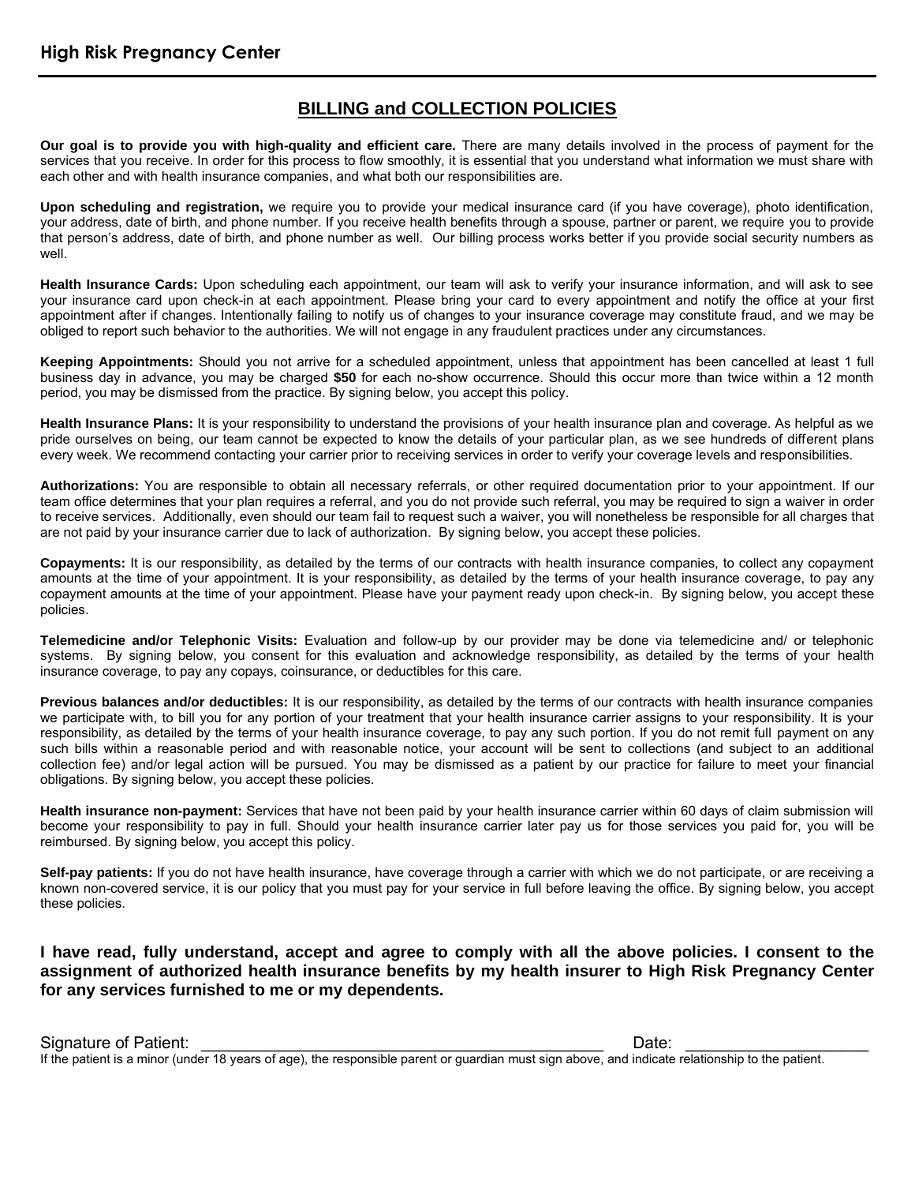## High Risk Pregnancy Center

# BILLING and COLLECTION POLICIES

**Our goal is to provide you with high-quality and efficient care.** There are many details involved in the process of payment for the services that you receive. In order for this process to flow smoothly, it is essential that you understand what information we must share with each other and with health insurance companies, and what both our responsibilities are.

**Upon scheduling and registration,** we require you to provide your medical insurance card (if you have coverage), photo identification, your address, date of birth, and phone number. If you receive health benefits through a spouse, partner or parent, we require you to provide that person's address, date of birth, and phone number as well. Our billing process works better if you provide social security numbers as well.

**Health Insurance Cards:** Upon scheduling each appointment, our team will ask to verify your insurance information, and will ask to see your insurance card upon check-in at each appointment. Please bring your card to every appointment and notify the office at your first appointment after if changes. Intentionally failing to notify us of changes to your insurance coverage may constitute fraud, and we may be obliged to report such behavior to the authorities. We will not engage in any fraudulent practices under any circumstances.

**Keeping Appointments:** Should you not arrive for a scheduled appointment, unless that appointment has been cancelled at least 1 full business day in advance, you may be charged **$50** for each no-show occurrence. Should this occur more than twice within a 12 month period, you may be dismissed from the practice. By signing below, you accept this policy.

**Health Insurance Plans:** It is your responsibility to understand the provisions of your health insurance plan and coverage. As helpful as we pride ourselves on being, our team cannot be expected to know the details of your particular plan, as we see hundreds of different plans every week. We recommend contacting your carrier prior to receiving services in order to verify your coverage levels and responsibilities.

**Authorizations:** You are responsible to obtain all necessary referrals, or other required documentation prior to your appointment. If our team office determines that your plan requires a referral, and you do not provide such referral, you may be required to sign a waiver in order to receive services. Additionally, even should our team fail to request such a waiver, you will nonetheless be responsible for all charges that are not paid by your insurance carrier due to lack of authorization. By signing below, you accept these policies.

**Copayments:** It is our responsibility, as detailed by the terms of our contracts with health insurance companies, to collect any copayment amounts at the time of your appointment. It is your responsibility, as detailed by the terms of your health insurance coverage, to pay any copayment amounts at the time of your appointment. Please have your payment ready upon check-in. By signing below, you accept these policies.

**Telemedicine and/or Telephonic Visits:** Evaluation and follow-up by our provider may be done via telemedicine and/ or telephonic systems. By signing below, you consent for this evaluation and acknowledge responsibility, as detailed by the terms of your health insurance coverage, to pay any copays, coinsurance, or deductibles for this care.

**Previous balances and/or deductibles:** It is our responsibility, as detailed by the terms of our contracts with health insurance companies we participate with, to bill you for any portion of your treatment that your health insurance carrier assigns to your responsibility. It is your responsibility, as detailed by the terms of your health insurance coverage, to pay any such portion. If you do not remit full payment on any such bills within a reasonable period and with reasonable notice, your account will be sent to collections (and subject to an additional collection fee) and/or legal action will be pursued. You may be dismissed as a patient by our practice for failure to meet your financial obligations. By signing below, you accept these policies.

**Health insurance non-payment:** Services that have not been paid by your health insurance carrier within 60 days of claim submission will become your responsibility to pay in full. Should your health insurance carrier later pay us for those services you paid for, you will be reimbursed. By signing below, you accept this policy.

**Self-pay patients:** If you do not have health insurance, have coverage through a carrier with which we do not participate, or are receiving a known non-covered service, it is our policy that you must pay for your service in full before leaving the office. By signing below, you accept these policies.

**I have read, fully understand, accept and agree to comply with all the above policies. I consent to the assignment of authorized health insurance benefits by my health insurer to High Risk Pregnancy Center for any services furnished to me or my dependents.**

Signature of Patient: ______________________________________________ Date: ____________________

If the patient is a minor (under 18 years of age), the responsible parent or guardian must sign above, and indicate relationship to the patient.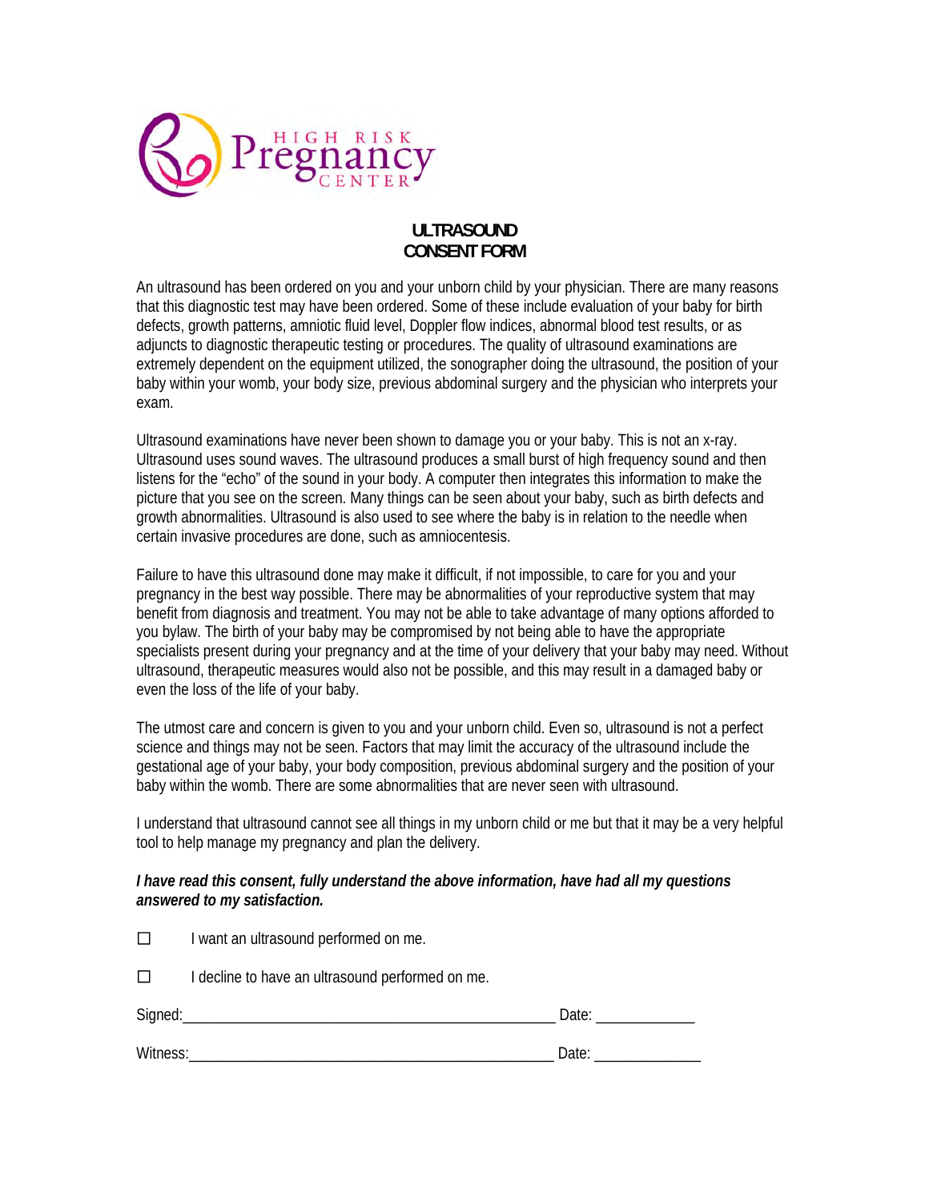HIGH RISK Pregnancy CENTER

## ULTRASOUND CONSENT FORM

An ultrasound has been ordered on you and your unborn child by your physician. There are many reasons that this diagnostic test may have been ordered. Some of these include evaluation of your baby for birth defects, growth patterns, amniotic fluid level, Doppler flow indices, abnormal blood test results, or as adjuncts to diagnostic therapeutic testing or procedures. The quality of ultrasound examinations are extremely dependent on the equipment utilized, the sonographer doing the ultrasound, the position of your baby within your womb, your body size, previous abdominal surgery and the physician who interprets your exam.

Ultrasound examinations have never been shown to damage you or your baby. This is not an x-ray. Ultrasound uses sound waves. The ultrasound produces a small burst of high frequency sound and then listens for the "echo" of the sound in your body. A computer then integrates this information to make the picture that you see on the screen. Many things can be seen about your baby, such as birth defects and growth abnormalities. Ultrasound is also used to see where the baby is in relation to the needle when certain invasive procedures are done, such as amniocentesis.

Failure to have this ultrasound done may make it difficult, if not impossible, to care for you and your pregnancy in the best way possible. There may be abnormalities of your reproductive system that may benefit from diagnosis and treatment. You may not be able to take advantage of many options afforded to you bylaw. The birth of your baby may be compromised by not being able to have the appropriate specialists present during your pregnancy and at the time of your delivery that your baby may need. Without ultrasound, therapeutic measures would also not be possible, and this may result in a damaged baby or even the loss of the life of your baby.

The utmost care and concern is given to you and your unborn child. Even so, ultrasound is not a perfect science and things may not be seen. Factors that may limit the accuracy of the ultrasound include the gestational age of your baby, your body composition, previous abdominal surgery and the position of your baby within the womb. There are some abnormalities that are never seen with ultrasound.

I understand that ultrasound cannot see all things in my unborn child or me but that it may be a very helpful tool to help manage my pregnancy and plan the delivery.

***I have read this consent, fully understand the above information, have had all my questions answered to my satisfaction.***

☐ I want an ultrasound performed on me.

☐ I decline to have an ultrasound performed on me.

Signed:_______________________________________________ Date: _____________

Witness:______________________________________________ Date: ______________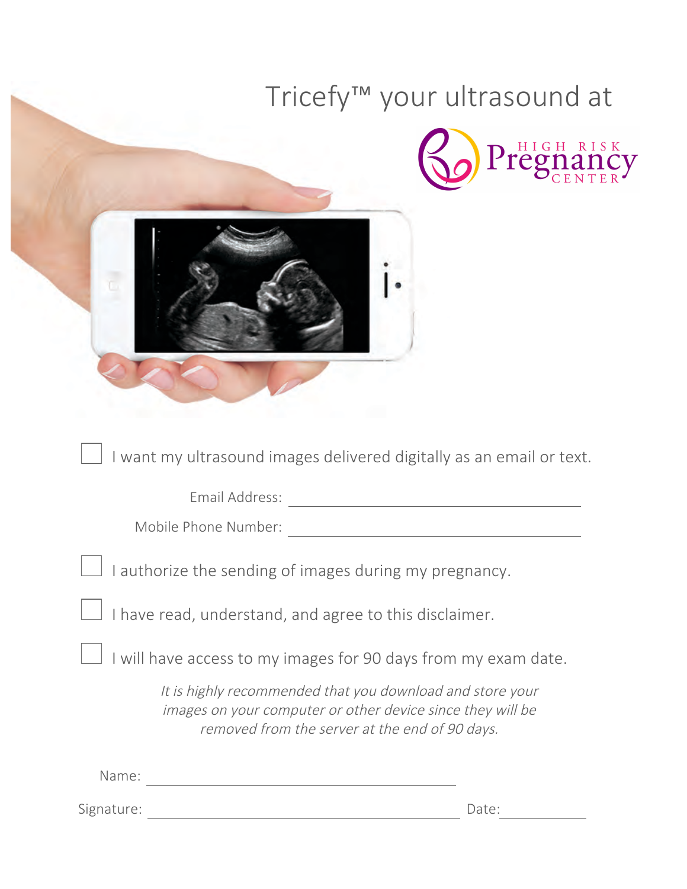# Tricefy™ your ultrasound at

HIGH RISK Pregnancy CENTER

- [ ] I want my ultrasound images delivered digitally as an email or text.

Email Address: ______________________________

Mobile Phone Number: ______________________________

- [ ] I authorize the sending of images during my pregnancy.
- [ ] I have read, understand, and agree to this disclaimer.
- [ ] I will have access to my images for 90 days from my exam date.

*It is highly recommended that you download and store your images on your computer or other device since they will be removed from the server at the end of 90 days.*

Name: ______________________________

Signature: ______________________________ Date: ______________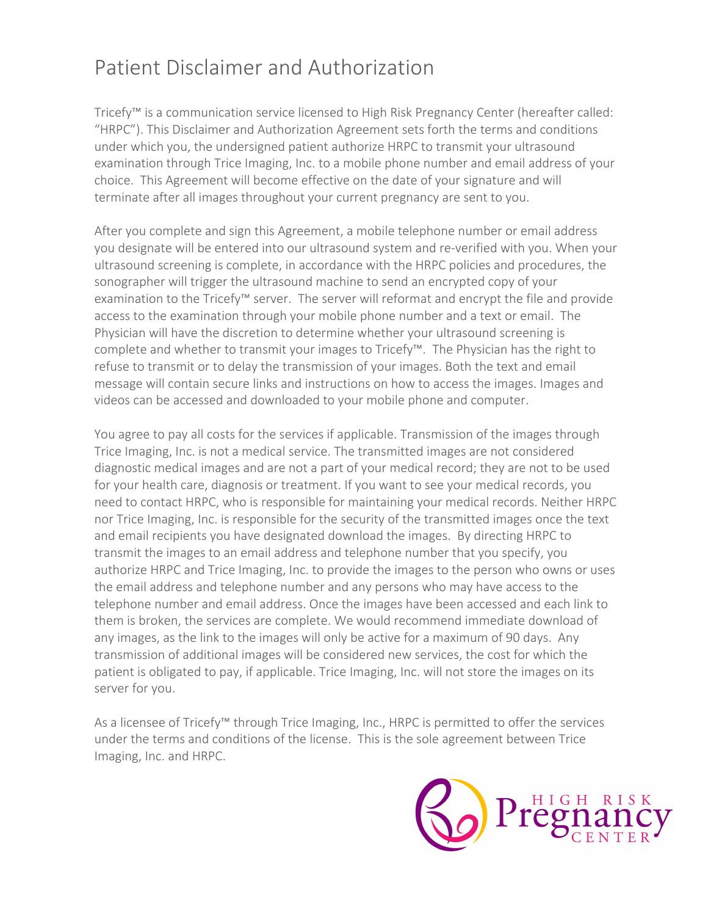# Patient Disclaimer and Authorization

Tricefy™ is a communication service licensed to High Risk Pregnancy Center (hereafter called: "HRPC"). This Disclaimer and Authorization Agreement sets forth the terms and conditions under which you, the undersigned patient authorize HRPC to transmit your ultrasound examination through Trice Imaging, Inc. to a mobile phone number and email address of your choice. This Agreement will become effective on the date of your signature and will terminate after all images throughout your current pregnancy are sent to you.

After you complete and sign this Agreement, a mobile telephone number or email address you designate will be entered into our ultrasound system and re-verified with you. When your ultrasound screening is complete, in accordance with the HRPC policies and procedures, the sonographer will trigger the ultrasound machine to send an encrypted copy of your examination to the Tricefy™ server. The server will reformat and encrypt the file and provide access to the examination through your mobile phone number and a text or email. The Physician will have the discretion to determine whether your ultrasound screening is complete and whether to transmit your images to Tricefy™. The Physician has the right to refuse to transmit or to delay the transmission of your images. Both the text and email message will contain secure links and instructions on how to access the images. Images and videos can be accessed and downloaded to your mobile phone and computer.

You agree to pay all costs for the services if applicable. Transmission of the images through Trice Imaging, Inc. is not a medical service. The transmitted images are not considered diagnostic medical images and are not a part of your medical record; they are not to be used for your health care, diagnosis or treatment. If you want to see your medical records, you need to contact HRPC, who is responsible for maintaining your medical records. Neither HRPC nor Trice Imaging, Inc. is responsible for the security of the transmitted images once the text and email recipients you have designated download the images. By directing HRPC to transmit the images to an email address and telephone number that you specify, you authorize HRPC and Trice Imaging, Inc. to provide the images to the person who owns or uses the email address and telephone number and any persons who may have access to the telephone number and email address. Once the images have been accessed and each link to them is broken, the services are complete. We would recommend immediate download of any images, as the link to the images will only be active for a maximum of 90 days. Any transmission of additional images will be considered new services, the cost for which the patient is obligated to pay, if applicable. Trice Imaging, Inc. will not store the images on its server for you.

As a licensee of Tricefy™ through Trice Imaging, Inc., HRPC is permitted to offer the services under the terms and conditions of the license. This is the sole agreement between Trice Imaging, Inc. and HRPC.

HIGH RISK Pregnancy CENTER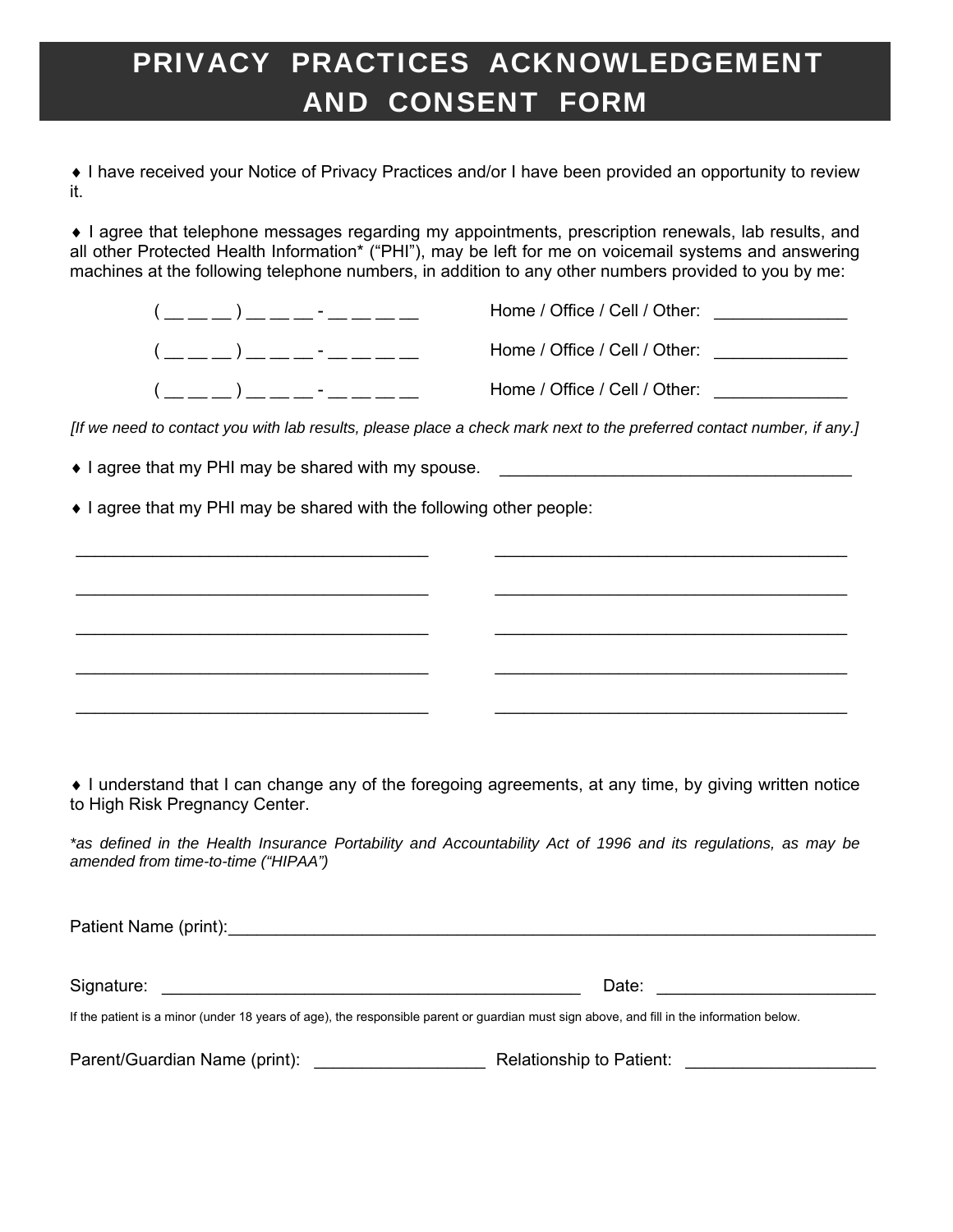# PRIVACY PRACTICES ACKNOWLEDGEMENT AND CONSENT FORM

♦ I have received your Notice of Privacy Practices and/or I have been provided an opportunity to review it.

♦ I agree that telephone messages regarding my appointments, prescription renewals, lab results, and all other Protected Health Information* ("PHI"), may be left for me on voicemail systems and answering machines at the following telephone numbers, in addition to any other numbers provided to you by me:

( __ __ __ ) __ __ __ - __ __ __ __ Home / Office / Cell / Other: _____________

( __ __ __ ) __ __ __ - __ __ __ __ Home / Office / Cell / Other: _____________

( __ __ __ ) __ __ __ - __ __ __ __ Home / Office / Cell / Other: _____________

*[If we need to contact you with lab results, please place a check mark next to the preferred contact number, if any.]*

♦ I agree that my PHI may be shared with my spouse. ___________________________________

♦ I agree that my PHI may be shared with the following other people:

___________________________________ ___________________________________

___________________________________ ___________________________________

___________________________________ ___________________________________

___________________________________ ___________________________________

___________________________________ ___________________________________

♦ I understand that I can change any of the foregoing agreements, at any time, by giving written notice to High Risk Pregnancy Center.

*\*as defined in the Health Insurance Portability and Accountability Act of 1996 and its regulations, as may be amended from time-to-time ("HIPAA")*

Patient Name (print):_________________________________________________________________

Signature: ___________________________________________ Date: ______________________

If the patient is a minor (under 18 years of age), the responsible parent or guardian must sign above, and fill in the information below.

Parent/Guardian Name (print): _________________ Relationship to Patient: ___________________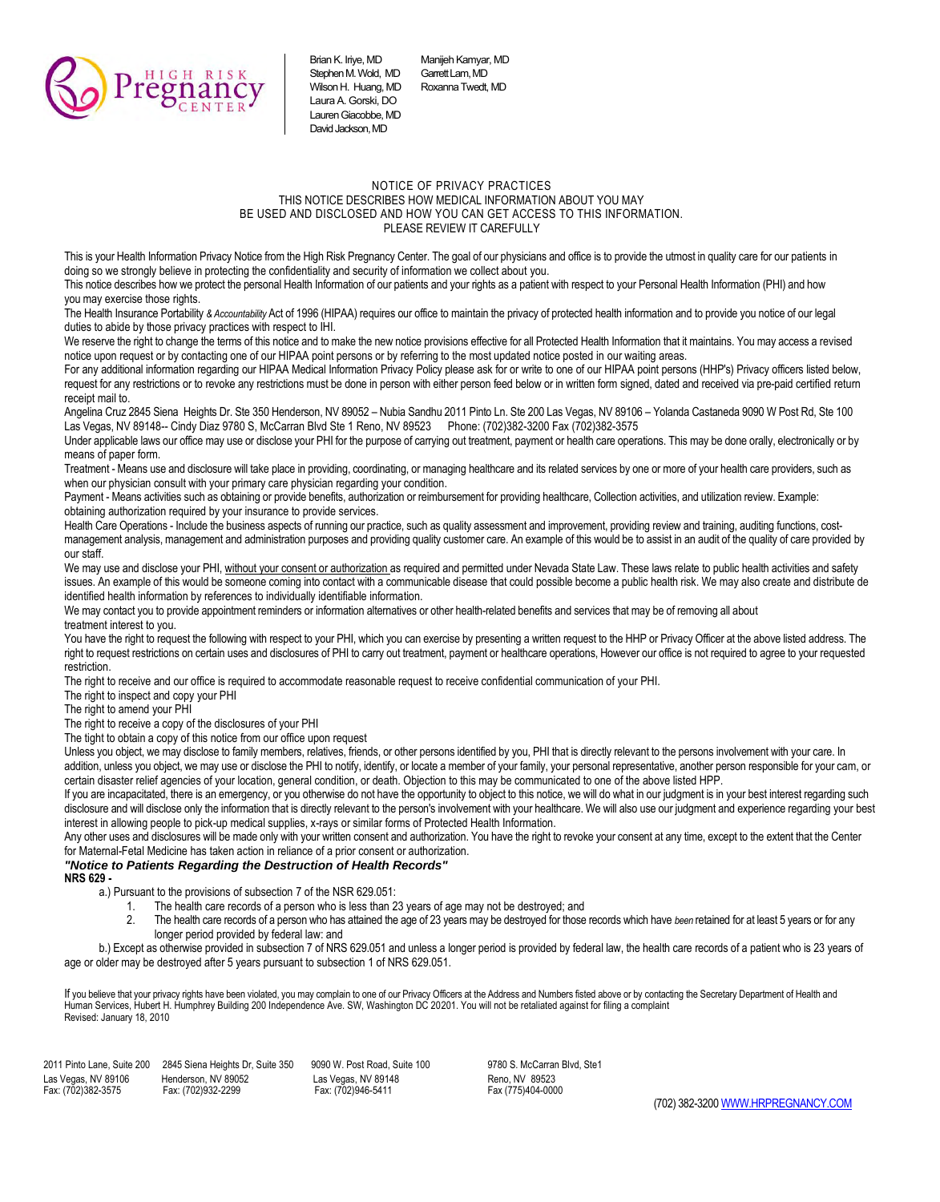HIGH RISK Pregnancy CENTER

Brian K. Iriye, MD
Stephen M. Wold, MD
Wilson H. Huang, MD
Laura A. Gorski, DO
Lauren Giacobbe, MD
David Jackson, MD

Manijeh Kamyar, MD
Garrett Lam, MD
Roxanna Twedt, MD

NOTICE OF PRIVACY PRACTICES
THIS NOTICE DESCRIBES HOW MEDICAL INFORMATION ABOUT YOU MAY
BE USED AND DISCLOSED AND HOW YOU CAN GET ACCESS TO THIS INFORMATION.
PLEASE REVIEW IT CAREFULLY

This is your Health Information Privacy Notice from the High Risk Pregnancy Center. The goal of our physicians and office is to provide the utmost in quality care for our patients in doing so we strongly believe in protecting the confidentiality and security of information we collect about you.

This notice describes how we protect the personal Health Information of our patients and your rights as a patient with respect to your Personal Health Information (PHI) and how you may exercise those rights.

The Health Insurance Portability *& Accountability* Act of 1996 (HIPAA) requires our office to maintain the privacy of protected health information and to provide you notice of our legal duties to abide by those privacy practices with respect to IHI.

We reserve the right to change the terms of this notice and to make the new notice provisions effective for all Protected Health Information that it maintains. You may access a revised notice upon request or by contacting one of our HIPAA point persons or by referring to the most updated notice posted in our waiting areas.

For any additional information regarding our HIPAA Medical Information Privacy Policy please ask for or write to one of our HIPAA point persons (HHP's) Privacy officers listed below, request for any restrictions or to revoke any restrictions must be done in person with either person feed below or in written form signed, dated and received via pre-paid certified return receipt mail to.

Angelina Cruz 2845 Siena Heights Dr. Ste 350 Henderson, NV 89052 – Nubia Sandhu 2011 Pinto Ln. Ste 200 Las Vegas, NV 89106 – Yolanda Castaneda 9090 W Post Rd, Ste 100 Las Vegas, NV 89148-- Cindy Diaz 9780 S, McCarran Blvd Ste 1 Reno, NV 89523 Phone: (702)382-3200 Fax (702)382-3575

Under applicable laws our office may use or disclose your PHI for the purpose of carrying out treatment, payment or health care operations. This may be done orally, electronically or by means of paper form.

Treatment - Means use and disclosure will take place in providing, coordinating, or managing healthcare and its related services by one or more of your health care providers, such as when our physician consult with your primary care physician regarding your condition.

Payment - Means activities such as obtaining or provide benefits, authorization or reimbursement for providing healthcare, Collection activities, and utilization review. Example: obtaining authorization required by your insurance to provide services.

Health Care Operations - Include the business aspects of running our practice, such as quality assessment and improvement, providing review and training, auditing functions, cost-management analysis, management and administration purposes and providing quality customer care. An example of this would be to assist in an audit of the quality of care provided by our staff.

We may use and disclose your PHI, without your consent or authorization as required and permitted under Nevada State Law. These laws relate to public health activities and safety issues. An example of this would be someone coming into contact with a communicable disease that could possible become a public health risk. We may also create and distribute de identified health information by references to individually identifiable information.

We may contact you to provide appointment reminders or information alternatives or other health-related benefits and services that may be of removing all about treatment interest to you.

You have the right to request the following with respect to your PHI, which you can exercise by presenting a written request to the HHP or Privacy Officer at the above listed address. The right to request restrictions on certain uses and disclosures of PHI to carry out treatment, payment or healthcare operations, However our office is not required to agree to your requested restriction.

The right to receive and our office is required to accommodate reasonable request to receive confidential communication of your PHI.

The right to inspect and copy your PHI

The right to amend your PHI

The right to receive a copy of the disclosures of your PHI

The tight to obtain a copy of this notice from our office upon request

Unless you object, we may disclose to family members, relatives, friends, or other persons identified by you, PHI that is directly relevant to the persons involvement with your care. In addition, unless you object, we may use or disclose the PHI to notify, identify, or locate a member of your family, your personal representative, another person responsible for your cam, or certain disaster relief agencies of your location, general condition, or death. Objection to this may be communicated to one of the above listed HPP.

If you are incapacitated, there is an emergency, or you otherwise do not have the opportunity to object to this notice, we will do what in our judgment is in your best interest regarding such disclosure and will disclose only the information that is directly relevant to the person's involvement with your healthcare. We will also use our judgment and experience regarding your best interest in allowing people to pick-up medical supplies, x-rays or similar forms of Protected Health Information.

Any other uses and disclosures will be made only with your written consent and authorization. You have the right to revoke your consent at any time, except to the extent that the Center for Maternal-Fetal Medicine has taken action in reliance of a prior consent or authorization.

***"Notice to Patients Regarding the Destruction of Health Records"***

**NRS 629 -**

a.) Pursuant to the provisions of subsection 7 of the NSR 629.051:

1. The health care records of a person who is less than 23 years of age may not be destroyed; and
2. The health care records of a person who has attained the age of 23 years may be destroyed for those records which have *been* retained for at least 5 years or for any longer period provided by federal law: and

b.) Except as otherwise provided in subsection 7 of NRS 629.051 and unless a longer period is provided by federal law, the health care records of a patient who is 23 years of age or older may be destroyed after 5 years pursuant to subsection 1 of NRS 629.051.

If you believe that your privacy rights have been violated, you may complain to one of our Privacy Officers at the Address and Numbers fisted above or by contacting the Secretary Department of Health and Human Services, Hubert H. Humphrey Building 200 Independence Ave. SW, Washington DC 20201. You will not be retaliated against for filing a complaint

Revised: January 18, 2010

2011 Pinto Lane, Suite 200
Las Vegas, NV 89106
Fax: (702)382-3575

2845 Siena Heights Dr, Suite 350
Henderson, NV 89052
Fax: (702)932-2299

9090 W. Post Road, Suite 100
Las Vegas, NV 89148
Fax: (702)946-5411

9780 S. McCarran Blvd, Ste1
Reno, NV 89523
Fax (775)404-0000

(702) 382-3200 WWW.HRPREGNANCY.COM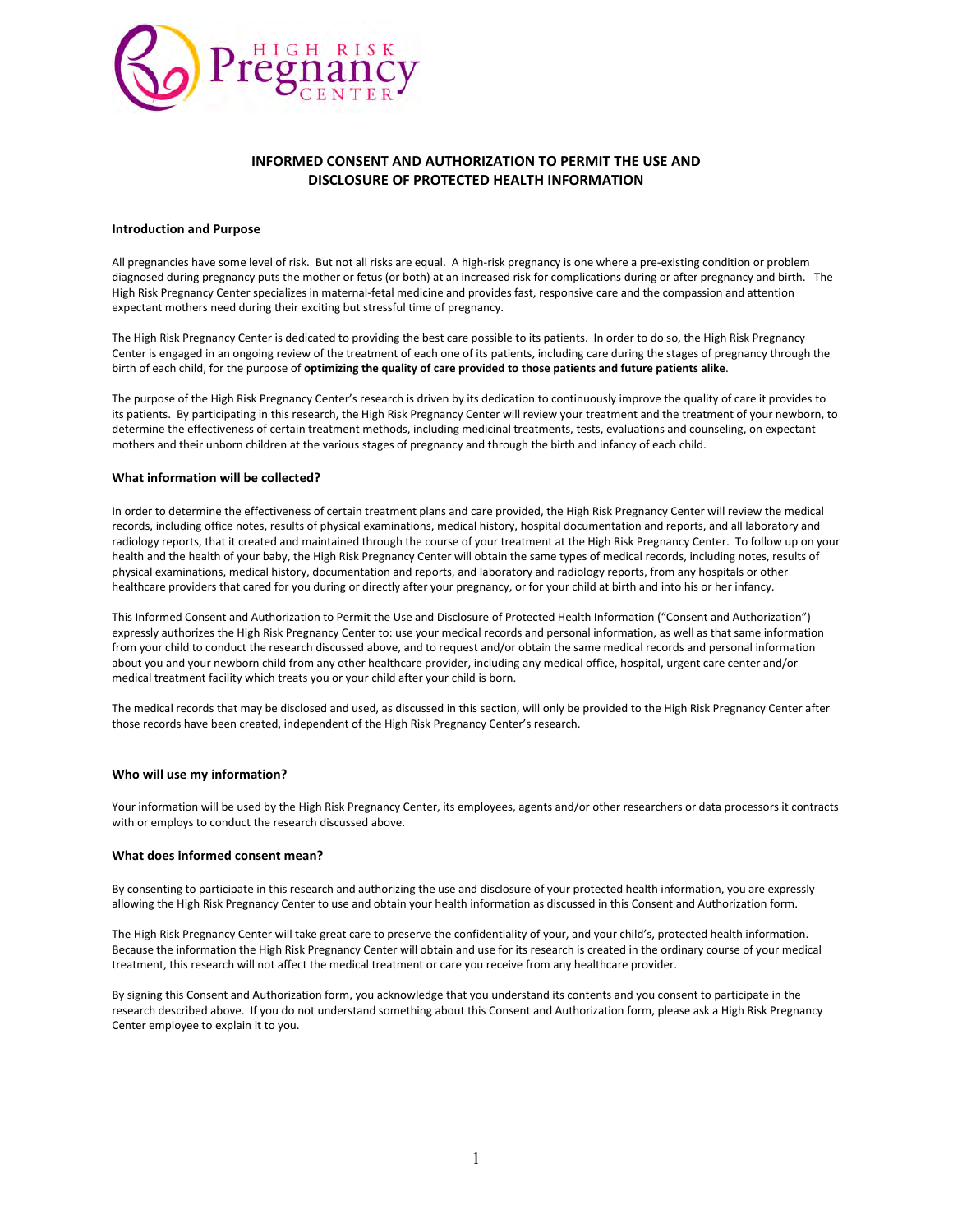# INFORMED CONSENT AND AUTHORIZATION TO PERMIT THE USE AND DISCLOSURE OF PROTECTED HEALTH INFORMATION

### Introduction and Purpose

All pregnancies have some level of risk. But not all risks are equal. A high-risk pregnancy is one where a pre-existing condition or problem diagnosed during pregnancy puts the mother or fetus (or both) at an increased risk for complications during or after pregnancy and birth. The High Risk Pregnancy Center specializes in maternal-fetal medicine and provides fast, responsive care and the compassion and attention expectant mothers need during their exciting but stressful time of pregnancy.

The High Risk Pregnancy Center is dedicated to providing the best care possible to its patients. In order to do so, the High Risk Pregnancy Center is engaged in an ongoing review of the treatment of each one of its patients, including care during the stages of pregnancy through the birth of each child, for the purpose of **optimizing the quality of care provided to those patients and future patients alike**.

The purpose of the High Risk Pregnancy Center's research is driven by its dedication to continuously improve the quality of care it provides to its patients. By participating in this research, the High Risk Pregnancy Center will review your treatment and the treatment of your newborn, to determine the effectiveness of certain treatment methods, including medicinal treatments, tests, evaluations and counseling, on expectant mothers and their unborn children at the various stages of pregnancy and through the birth and infancy of each child.

### What information will be collected?

In order to determine the effectiveness of certain treatment plans and care provided, the High Risk Pregnancy Center will review the medical records, including office notes, results of physical examinations, medical history, hospital documentation and reports, and all laboratory and radiology reports, that it created and maintained through the course of your treatment at the High Risk Pregnancy Center. To follow up on your health and the health of your baby, the High Risk Pregnancy Center will obtain the same types of medical records, including notes, results of physical examinations, medical history, documentation and reports, and laboratory and radiology reports, from any hospitals or other healthcare providers that cared for you during or directly after your pregnancy, or for your child at birth and into his or her infancy.

This Informed Consent and Authorization to Permit the Use and Disclosure of Protected Health Information ("Consent and Authorization") expressly authorizes the High Risk Pregnancy Center to: use your medical records and personal information, as well as that same information from your child to conduct the research discussed above, and to request and/or obtain the same medical records and personal information about you and your newborn child from any other healthcare provider, including any medical office, hospital, urgent care center and/or medical treatment facility which treats you or your child after your child is born.

The medical records that may be disclosed and used, as discussed in this section, will only be provided to the High Risk Pregnancy Center after those records have been created, independent of the High Risk Pregnancy Center's research.

### Who will use my information?

Your information will be used by the High Risk Pregnancy Center, its employees, agents and/or other researchers or data processors it contracts with or employs to conduct the research discussed above.

### What does informed consent mean?

By consenting to participate in this research and authorizing the use and disclosure of your protected health information, you are expressly allowing the High Risk Pregnancy Center to use and obtain your health information as discussed in this Consent and Authorization form.

The High Risk Pregnancy Center will take great care to preserve the confidentiality of your, and your child's, protected health information. Because the information the High Risk Pregnancy Center will obtain and use for its research is created in the ordinary course of your medical treatment, this research will not affect the medical treatment or care you receive from any healthcare provider.

By signing this Consent and Authorization form, you acknowledge that you understand its contents and you consent to participate in the research described above. If you do not understand something about this Consent and Authorization form, please ask a High Risk Pregnancy Center employee to explain it to you.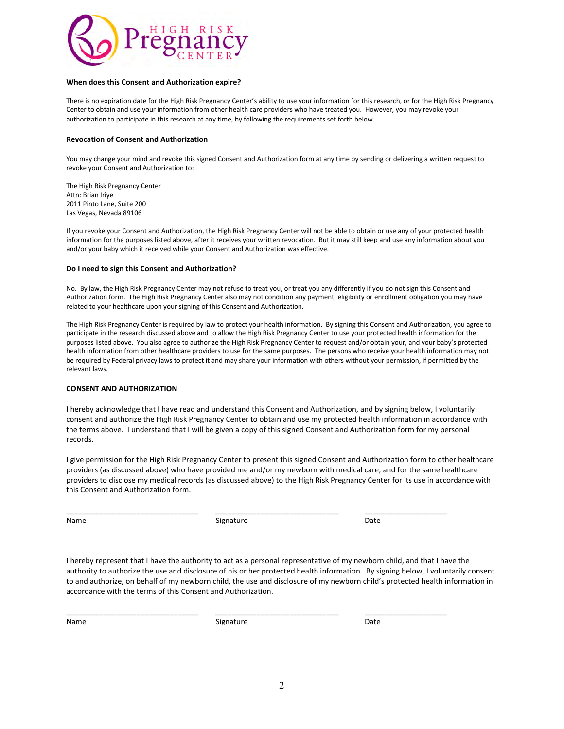HIGH RISK Pregnancy CENTER

**When does this Consent and Authorization expire?**

There is no expiration date for the High Risk Pregnancy Center's ability to use your information for this research, or for the High Risk Pregnancy Center to obtain and use your information from other health care providers who have treated you. However, you may revoke your authorization to participate in this research at any time, by following the requirements set forth below.

**Revocation of Consent and Authorization**

You may change your mind and revoke this signed Consent and Authorization form at any time by sending or delivering a written request to revoke your Consent and Authorization to:

The High Risk Pregnancy Center
Attn: Brian Iriye
2011 Pinto Lane, Suite 200
Las Vegas, Nevada 89106

If you revoke your Consent and Authorization, the High Risk Pregnancy Center will not be able to obtain or use any of your protected health information for the purposes listed above, after it receives your written revocation. But it may still keep and use any information about you and/or your baby which it received while your Consent and Authorization was effective.

**Do I need to sign this Consent and Authorization?**

No. By law, the High Risk Pregnancy Center may not refuse to treat you, or treat you any differently if you do not sign this Consent and Authorization form. The High Risk Pregnancy Center also may not condition any payment, eligibility or enrollment obligation you may have related to your healthcare upon your signing of this Consent and Authorization.

The High Risk Pregnancy Center is required by law to protect your health information. By signing this Consent and Authorization, you agree to participate in the research discussed above and to allow the High Risk Pregnancy Center to use your protected health information for the purposes listed above. You also agree to authorize the High Risk Pregnancy Center to request and/or obtain your, and your baby's protected health information from other healthcare providers to use for the same purposes. The persons who receive your health information may not be required by Federal privacy laws to protect it and may share your information with others without your permission, if permitted by the relevant laws.

**CONSENT AND AUTHORIZATION**

I hereby acknowledge that I have read and understand this Consent and Authorization, and by signing below, I voluntarily consent and authorize the High Risk Pregnancy Center to obtain and use my protected health information in accordance with the terms above. I understand that I will be given a copy of this signed Consent and Authorization form for my personal records.

I give permission for the High Risk Pregnancy Center to present this signed Consent and Authorization form to other healthcare providers (as discussed above) who have provided me and/or my newborn with medical care, and for the same healthcare providers to disclose my medical records (as discussed above) to the High Risk Pregnancy Center for its use in accordance with this Consent and Authorization form.

_______________________________ _______________________________ ____________________
Name Signature Date

I hereby represent that I have the authority to act as a personal representative of my newborn child, and that I have the authority to authorize the use and disclosure of his or her protected health information. By signing below, I voluntarily consent to and authorize, on behalf of my newborn child, the use and disclosure of my newborn child's protected health information in accordance with the terms of this Consent and Authorization.

_______________________________ _______________________________ ____________________
Name Signature Date